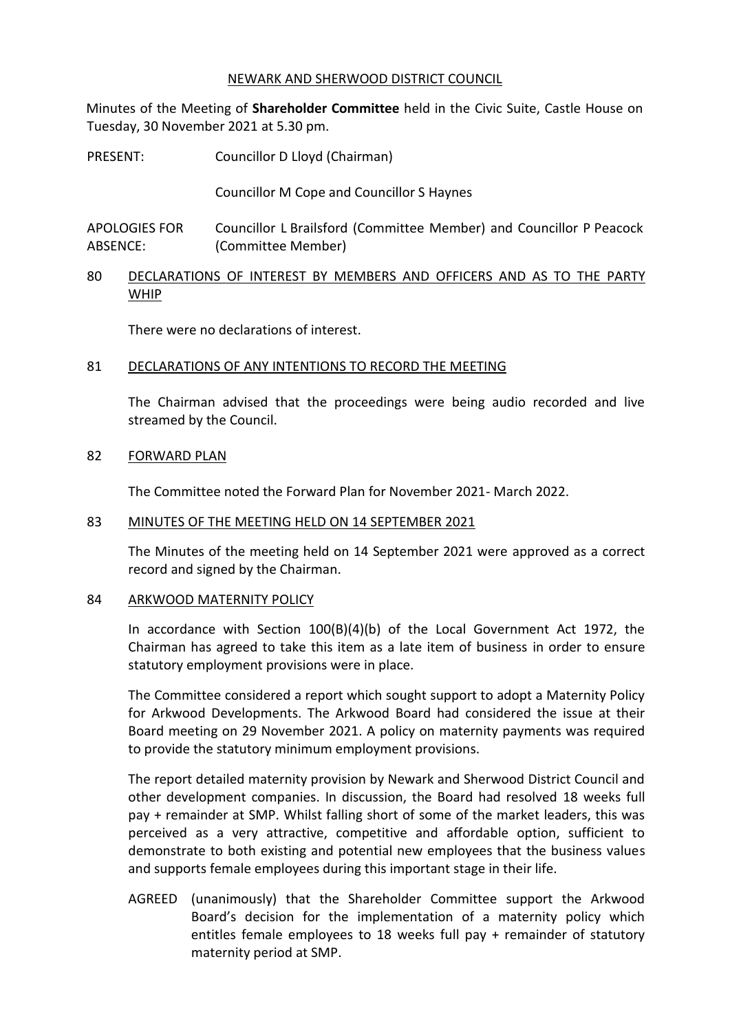NEWARK AND SHERWOOD DISTRICT COUNCIL

Minutes of the Meeting of **Shareholder Committee** held in the Civic Suite, Castle House on Tuesday, 30 November 2021 at 5.30 pm.

PRESENT: Councillor D Lloyd (Chairman)

Councillor M Cope and Councillor S Haynes

APOLOGIES FOR ABSENCE: Councillor L Brailsford (Committee Member) and Councillor P Peacock (Committee Member)

## 80 DECLARATIONS OF INTEREST BY MEMBERS AND OFFICERS AND AS TO THE PARTY WHIP

There were no declarations of interest.

## 81 DECLARATIONS OF ANY INTENTIONS TO RECORD THE MEETING

The Chairman advised that the proceedings were being audio recorded and live streamed by the Council.

## 82 FORWARD PLAN

The Committee noted the Forward Plan for November 2021- March 2022.

## 83 MINUTES OF THE MEETING HELD ON 14 SEPTEMBER 2021

The Minutes of the meeting held on 14 September 2021 were approved as a correct record and signed by the Chairman.

## 84 ARKWOOD MATERNITY POLICY

In accordance with Section 100(B)(4)(b) of the Local Government Act 1972, the Chairman has agreed to take this item as a late item of business in order to ensure statutory employment provisions were in place.

The Committee considered a report which sought support to adopt a Maternity Policy for Arkwood Developments. The Arkwood Board had considered the issue at their Board meeting on 29 November 2021. A policy on maternity payments was required to provide the statutory minimum employment provisions.

The report detailed maternity provision by Newark and Sherwood District Council and other development companies. In discussion, the Board had resolved 18 weeks full pay + remainder at SMP. Whilst falling short of some of the market leaders, this was perceived as a very attractive, competitive and affordable option, sufficient to demonstrate to both existing and potential new employees that the business values and supports female employees during this important stage in their life.

AGREED (unanimously) that the Shareholder Committee support the Arkwood Board's decision for the implementation of a maternity policy which entitles female employees to 18 weeks full pay + remainder of statutory maternity period at SMP.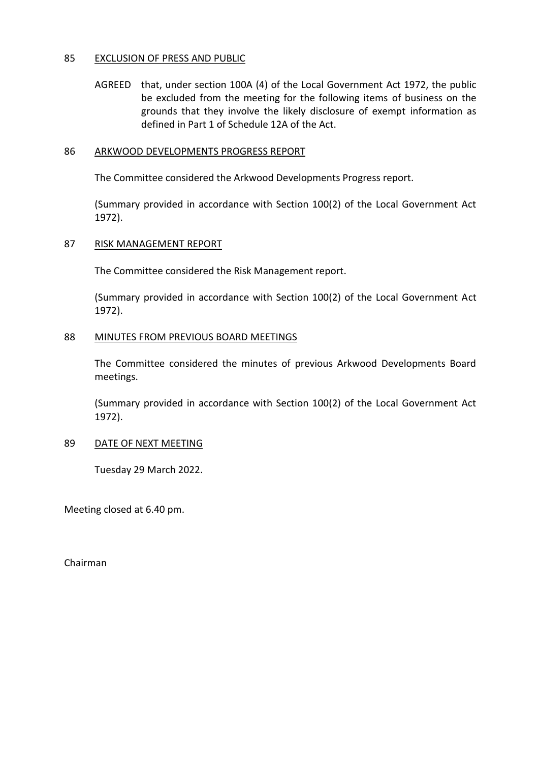85 EXCLUSION OF PRESS AND PUBLIC

AGREED that, under section 100A (4) of the Local Government Act 1972, the public be excluded from the meeting for the following items of business on the grounds that they involve the likely disclosure of exempt information as defined in Part 1 of Schedule 12A of the Act.

86 ARKWOOD DEVELOPMENTS PROGRESS REPORT

The Committee considered the Arkwood Developments Progress report.

(Summary provided in accordance with Section 100(2) of the Local Government Act 1972).

87 RISK MANAGEMENT REPORT

The Committee considered the Risk Management report.

(Summary provided in accordance with Section 100(2) of the Local Government Act 1972).

88 MINUTES FROM PREVIOUS BOARD MEETINGS

The Committee considered the minutes of previous Arkwood Developments Board meetings.

(Summary provided in accordance with Section 100(2) of the Local Government Act 1972).

89 DATE OF NEXT MEETING

Tuesday 29 March 2022.

Meeting closed at 6.40 pm.

Chairman